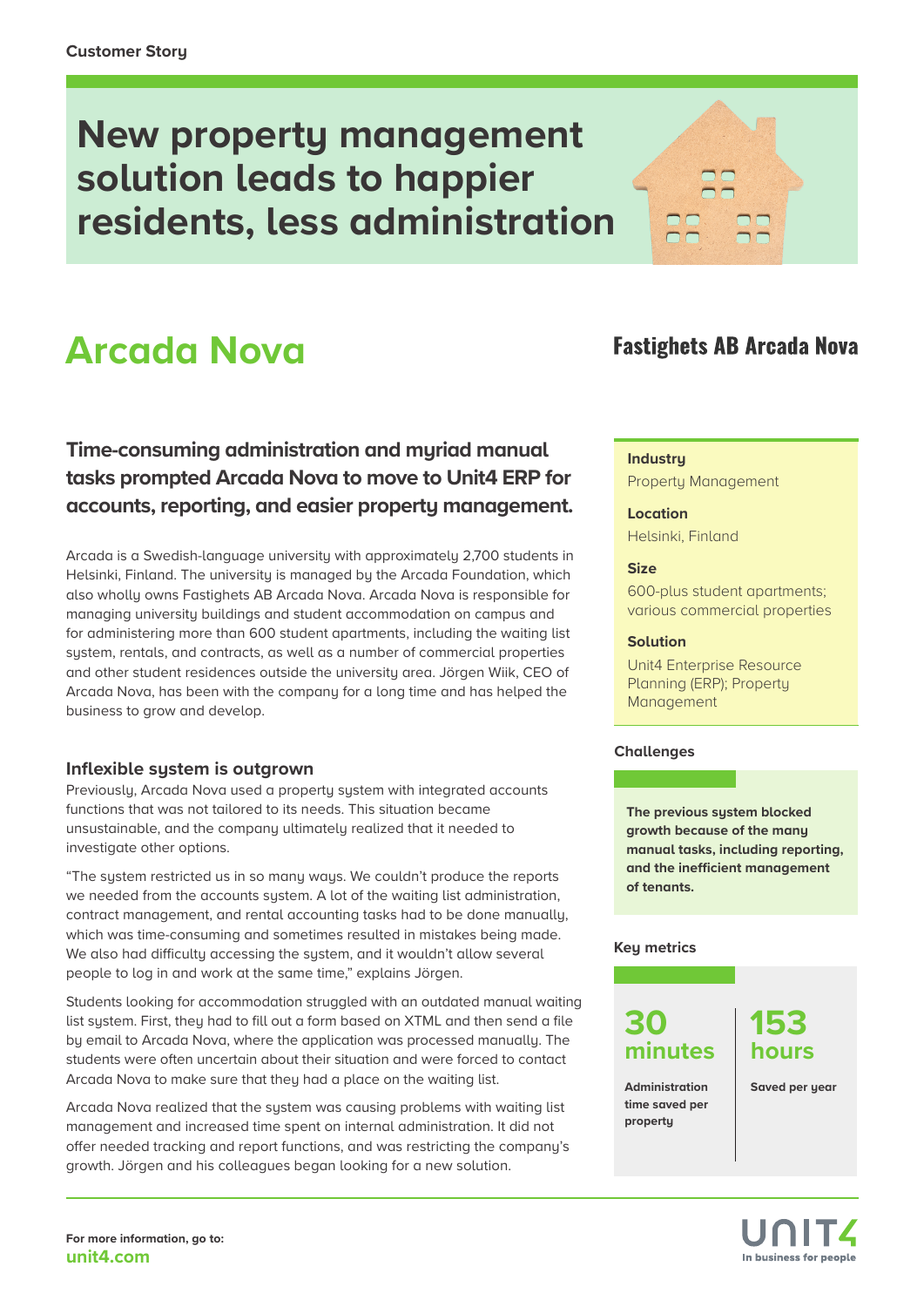Customer Story

# New property management solution leads to happier residents, less administration

## Arcada Nova

**Fastighets AB Arcada Nova**

### Time-consuming administration and myriad manual tasks prompted Arcada Nova to move to Unit4 ERP for accounts, reporting, and easier property management.

Arcada is a Swedish-language university with approximately 2,700 students in Helsinki, Finland. The university is managed by the Arcada Foundation, which also wholly owns Fastighets AB Arcada Nova. Arcada Nova is responsible for managing university buildings and student accommodation on campus and for administering more than 600 student apartments, including the waiting list system, rentals, and contracts, as well as a number of commercial properties and other student residences outside the university area. Jörgen Wiik, CEO of Arcada Nova, has been with the company for a long time and has helped the business to grow and develop.

### Inflexible system is outgrown

Previously, Arcada Nova used a property system with integrated accounts functions that was not tailored to its needs. This situation became unsustainable, and the company ultimately realized that it needed to investigate other options.

"The system restricted us in so many ways. We couldn't produce the reports we needed from the accounts system. A lot of the waiting list administration, contract management, and rental accounting tasks had to be done manually, which was time-consuming and sometimes resulted in mistakes being made. We also had difficulty accessing the system, and it wouldn't allow several people to log in and work at the same time," explains Jörgen.

Students looking for accommodation struggled with an outdated manual waiting list system. First, they had to fill out a form based on XTML and then send a file by email to Arcada Nova, where the application was processed manually. The students were often uncertain about their situation and were forced to contact Arcada Nova to make sure that they had a place on the waiting list.

Arcada Nova realized that the system was causing problems with waiting list management and increased time spent on internal administration. It did not offer needed tracking and report functions, and was restricting the company's growth. Jörgen and his colleagues began looking for a new solution.

**Industry**
Property Management

**Location**
Helsinki, Finland

**Size**
600-plus student apartments; various commercial properties

**Solution**
Unit4 Enterprise Resource Planning (ERP); Property Management

**Challenges**

**The previous system blocked growth because of the many manual tasks, including reporting, and the inefficient management of tenants.**

**Key metrics**

**30 minutes**
**Administration time saved per property**

**153 hours**
**Saved per year**

For more information, go to:
unit4.com

UNIT4 In business for people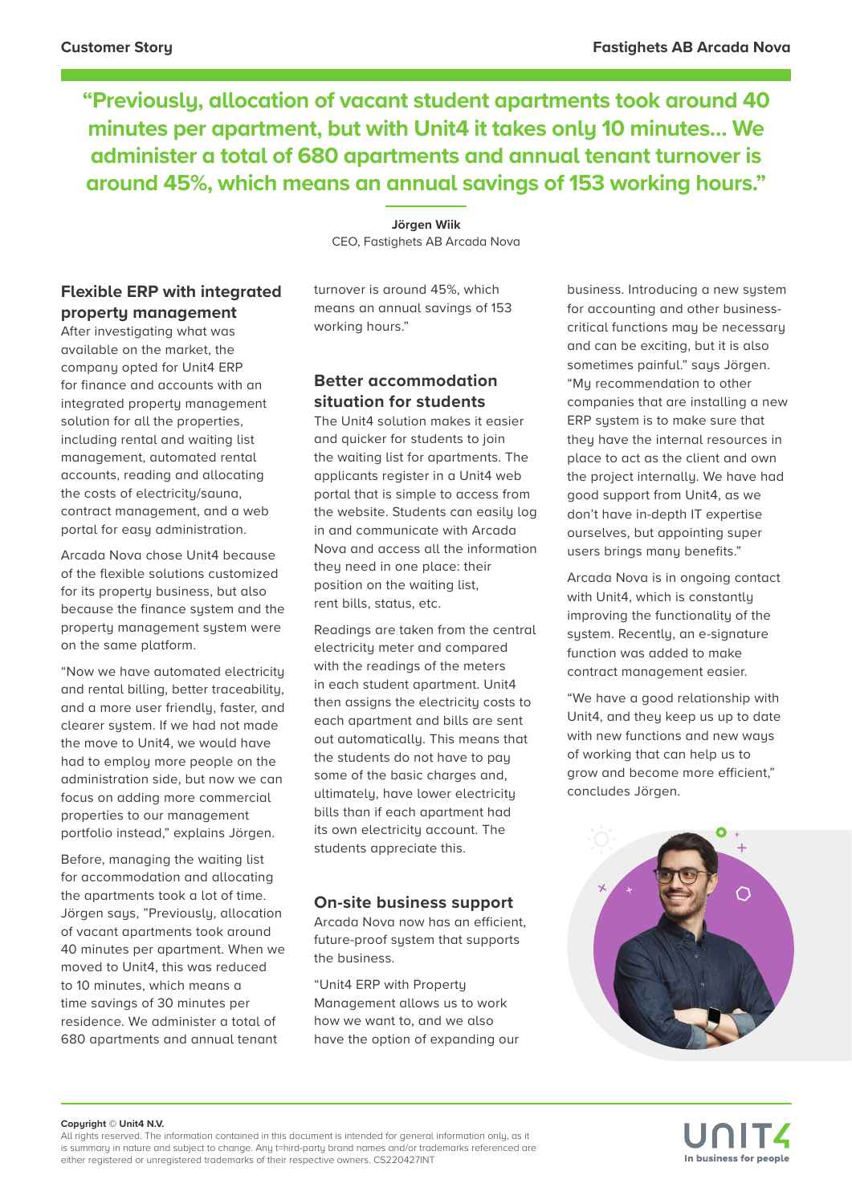> **"Previously, allocation of vacant student apartments took around 40 minutes per apartment, but with Unit4 it takes only 10 minutes... We administer a total of 680 apartments and annual tenant turnover is around 45%, which means an annual savings of 153 working hours."**

**Jörgen Wiik**
CEO, Fastighets AB Arcada Nova

## Flexible ERP with integrated property management

After investigating what was available on the market, the company opted for Unit4 ERP for finance and accounts with an integrated property management solution for all the properties, including rental and waiting list management, automated rental accounts, reading and allocating the costs of electricity/sauna, contract management, and a web portal for easy administration.

Arcada Nova chose Unit4 because of the flexible solutions customized for its property business, but also because the finance system and the property management system were on the same platform.

"Now we have automated electricity and rental billing, better traceability, and a more user friendly, faster, and clearer system. If we had not made the move to Unit4, we would have had to employ more people on the administration side, but now we can focus on adding more commercial properties to our management portfolio instead," explains Jörgen.

Before, managing the waiting list for accommodation and allocating the apartments took a lot of time. Jörgen says, "Previously, allocation of vacant apartments took around 40 minutes per apartment. When we moved to Unit4, this was reduced to 10 minutes, which means a time savings of 30 minutes per residence. We administer a total of 680 apartments and annual tenant turnover is around 45%, which means an annual savings of 153 working hours."

## Better accommodation situation for students

The Unit4 solution makes it easier and quicker for students to join the waiting list for apartments. The applicants register in a Unit4 web portal that is simple to access from the website. Students can easily log in and communicate with Arcada Nova and access all the information they need in one place: their position on the waiting list, rent bills, status, etc.

Readings are taken from the central electricity meter and compared with the readings of the meters in each student apartment. Unit4 then assigns the electricity costs to each apartment and bills are sent out automatically. This means that the students do not have to pay some of the basic charges and, ultimately, have lower electricity bills than if each apartment had its own electricity account. The students appreciate this.

## On-site business support

Arcada Nova now has an efficient, future-proof system that supports the business.

"Unit4 ERP with Property Management allows us to work how we want to, and we also have the option of expanding our business. Introducing a new system for accounting and other business-critical functions may be necessary and can be exciting, but it is also sometimes painful." says Jörgen. "My recommendation to other companies that are installing a new ERP system is to make sure that they have the internal resources in place to act as the client and own the project internally. We have had good support from Unit4, as we don't have in-depth IT expertise ourselves, but appointing super users brings many benefits."

Arcada Nova is in ongoing contact with Unit4, which is constantly improving the functionality of the system. Recently, an e-signature function was added to make contract management easier.

"We have a good relationship with Unit4, and they keep us up to date with new functions and new ways of working that can help us to grow and become more efficient," concludes Jörgen.

**Copyright © Unit4 N.V.**
All rights reserved. The information contained in this document is intended for general information only, as it is summary in nature and subject to change. Any t=hird-party brand names and/or trademarks referenced are either registered or unregistered trademarks of their respective owners. CS220427INT

UNIT4
In business for people